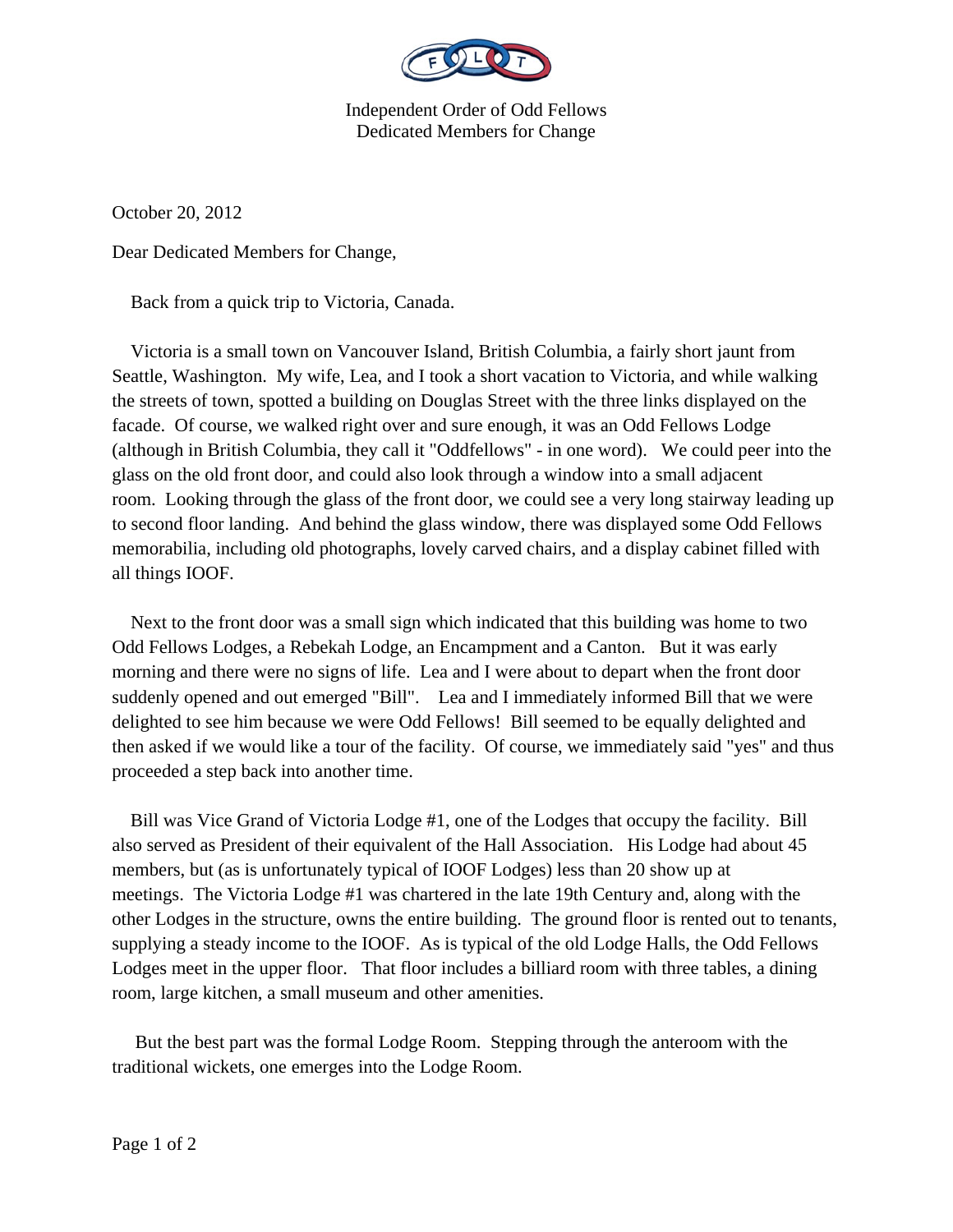Independent Order of Odd Fellows
Dedicated Members for Change

October 20, 2012

Dear Dedicated Members for Change,

Back from a quick trip to Victoria, Canada.

Victoria is a small town on Vancouver Island, British Columbia, a fairly short jaunt from Seattle, Washington. My wife, Lea, and I took a short vacation to Victoria, and while walking the streets of town, spotted a building on Douglas Street with the three links displayed on the facade. Of course, we walked right over and sure enough, it was an Odd Fellows Lodge (although in British Columbia, they call it "Oddfellows" - in one word). We could peer into the glass on the old front door, and could also look through a window into a small adjacent room. Looking through the glass of the front door, we could see a very long stairway leading up to second floor landing. And behind the glass window, there was displayed some Odd Fellows memorabilia, including old photographs, lovely carved chairs, and a display cabinet filled with all things IOOF.

Next to the front door was a small sign which indicated that this building was home to two Odd Fellows Lodges, a Rebekah Lodge, an Encampment and a Canton. But it was early morning and there were no signs of life. Lea and I were about to depart when the front door suddenly opened and out emerged "Bill". Lea and I immediately informed Bill that we were delighted to see him because we were Odd Fellows! Bill seemed to be equally delighted and then asked if we would like a tour of the facility. Of course, we immediately said "yes" and thus proceeded a step back into another time.

Bill was Vice Grand of Victoria Lodge #1, one of the Lodges that occupy the facility. Bill also served as President of their equivalent of the Hall Association. His Lodge had about 45 members, but (as is unfortunately typical of IOOF Lodges) less than 20 show up at meetings. The Victoria Lodge #1 was chartered in the late 19th Century and, along with the other Lodges in the structure, owns the entire building. The ground floor is rented out to tenants, supplying a steady income to the IOOF. As is typical of the old Lodge Halls, the Odd Fellows Lodges meet in the upper floor. That floor includes a billiard room with three tables, a dining room, large kitchen, a small museum and other amenities.

But the best part was the formal Lodge Room. Stepping through the anteroom with the traditional wickets, one emerges into the Lodge Room.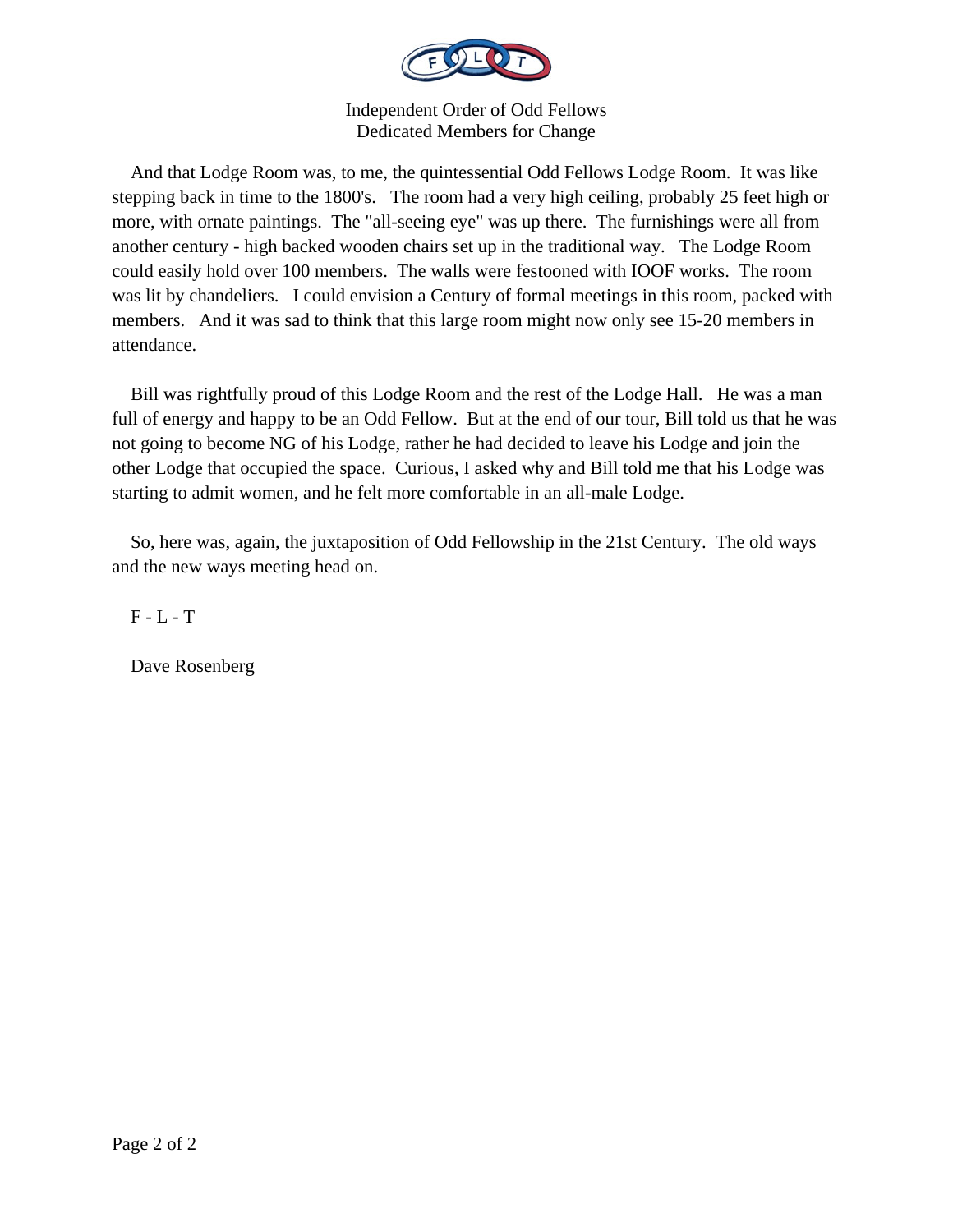And that Lodge Room was, to me, the quintessential Odd Fellows Lodge Room. It was like stepping back in time to the 1800's. The room had a very high ceiling, probably 25 feet high or more, with ornate paintings. The "all-seeing eye" was up there. The furnishings were all from another century - high backed wooden chairs set up in the traditional way. The Lodge Room could easily hold over 100 members. The walls were festooned with IOOF works. The room was lit by chandeliers. I could envision a Century of formal meetings in this room, packed with members. And it was sad to think that this large room might now only see 15-20 members in attendance.

Bill was rightfully proud of this Lodge Room and the rest of the Lodge Hall. He was a man full of energy and happy to be an Odd Fellow. But at the end of our tour, Bill told us that he was not going to become NG of his Lodge, rather he had decided to leave his Lodge and join the other Lodge that occupied the space. Curious, I asked why and Bill told me that his Lodge was starting to admit women, and he felt more comfortable in an all-male Lodge.

So, here was, again, the juxtaposition of Odd Fellowship in the 21st Century. The old ways and the new ways meeting head on.

F - L - T

Dave Rosenberg